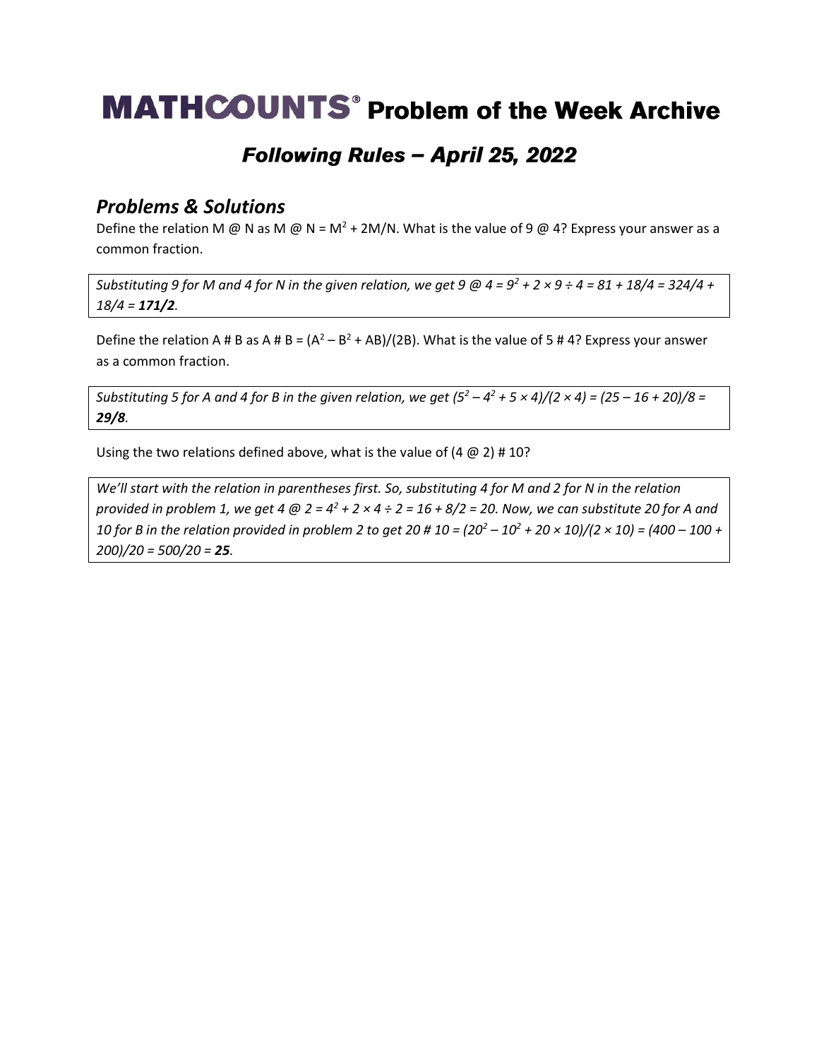# MATHCOUNTS® Problem of the Week Archive

## *Following Rules – April 25, 2022*

### *Problems & Solutions*

Define the relation M @ N as $M @ N = M^2 + 2M/N$. What is the value of 9 @ 4? Express your answer as a common fraction.

> *Substituting 9 for M and 4 for N in the given relation, we get* $9 @ 4 = 9^2 + 2 \times 9 \div 4 = 81 + 18/4 = 324/4 + 18/4 =$ ***171/2****.*

Define the relation A # B as $A \# B = (A^2 – B^2 + AB)/(2B)$. What is the value of 5 # 4? Express your answer as a common fraction.

> *Substituting 5 for A and 4 for B in the given relation, we get* $(5^2 – 4^2 + 5 \times 4)/(2 \times 4) = (25 – 16 + 20)/8 =$ ***29/8****.*

Using the two relations defined above, what is the value of (4 @ 2) # 10?

> *We'll start with the relation in parentheses first. So, substituting 4 for M and 2 for N in the relation provided in problem 1, we get* $4 @ 2 = 4^2 + 2 \times 4 \div 2 = 16 + 8/2 = 20$*. Now, we can substitute 20 for A and 10 for B in the relation provided in problem 2 to get* $20 \# 10 = (20^2 – 10^2 + 20 \times 10)/(2 \times 10) = (400 – 100 + 200)/20 = 500/20 =$ ***25****.*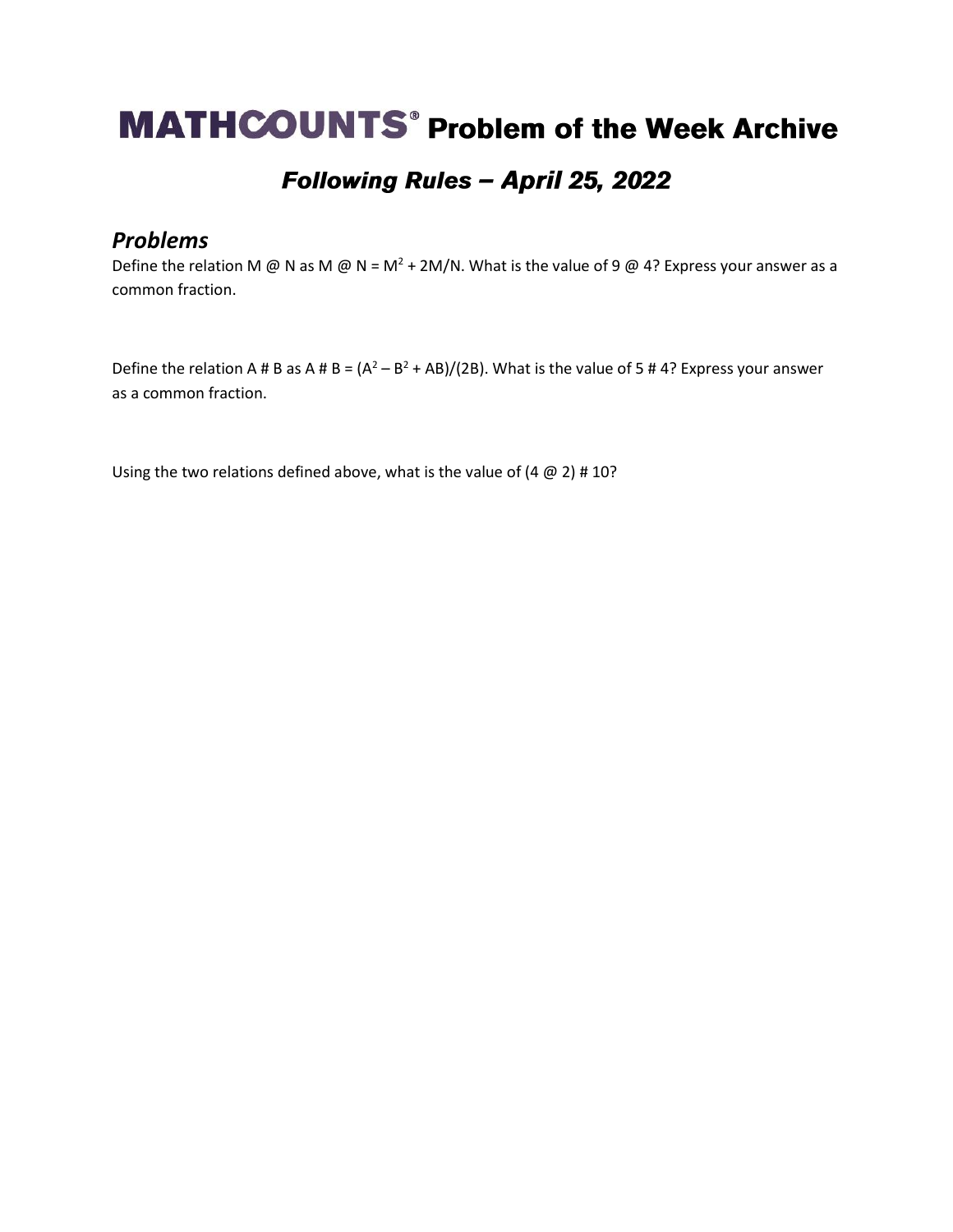# MATHCOUNTS® Problem of the Week Archive

## *Following Rules – April 25, 2022*

### *Problems*

Define the relation M @ N as $M @ N = M^2 + 2M/N$. What is the value of 9 @ 4? Express your answer as a common fraction.

Define the relation A # B as $A \# B = (A^2 – B^2 + AB)/(2B)$. What is the value of 5 # 4? Express your answer as a common fraction.

Using the two relations defined above, what is the value of (4 @ 2) # 10?